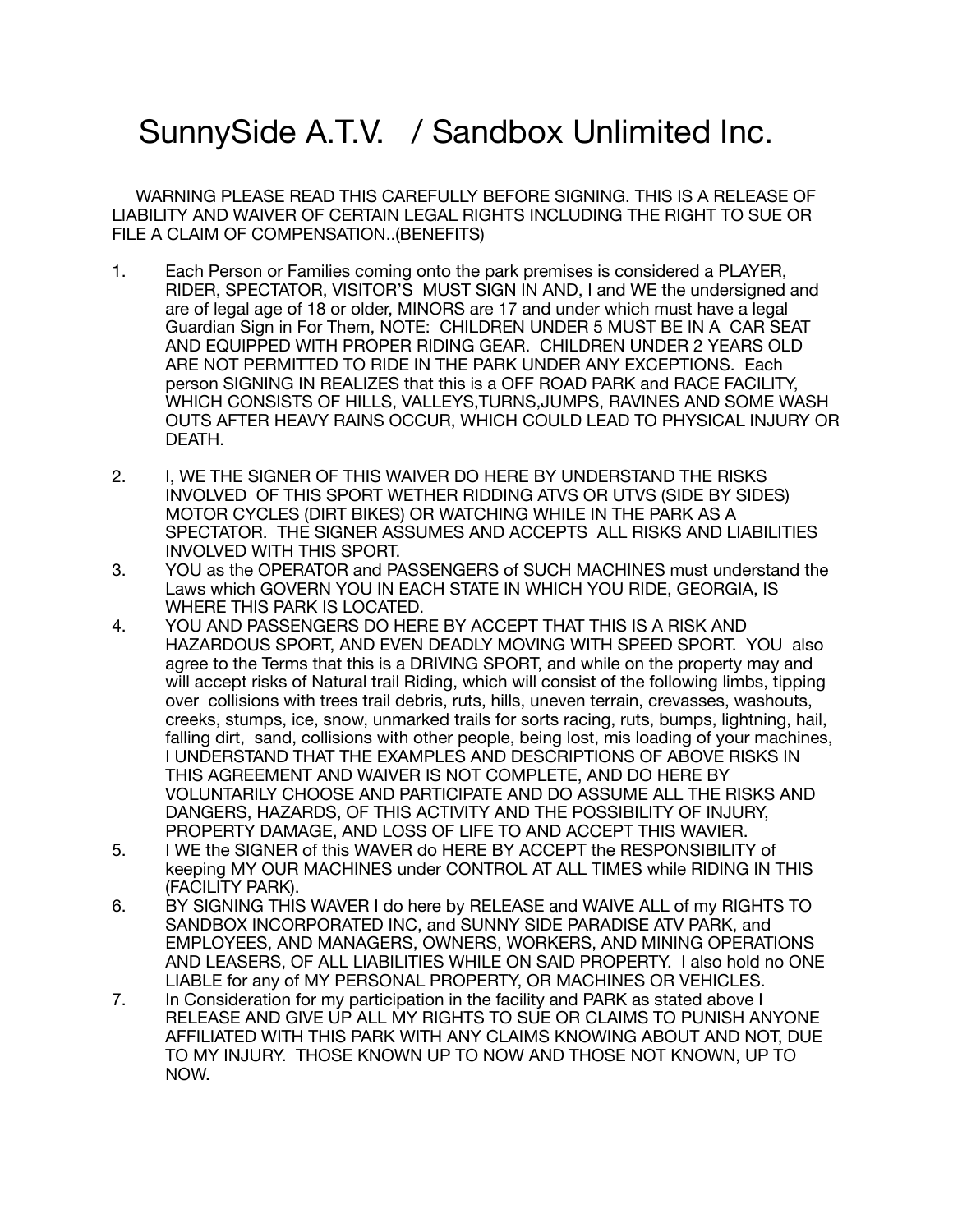# SunnySide A.T.V. / Sandbox Unlimited Inc.

WARNING PLEASE READ THIS CAREFULLY BEFORE SIGNING. THIS IS A RELEASE OF LIABILITY AND WAIVER OF CERTAIN LEGAL RIGHTS INCLUDING THE RIGHT TO SUE OR FILE A CLAIM OF COMPENSATION..(BENEFITS)

1. Each Person or Families coming onto the park premises is considered a PLAYER, RIDER, SPECTATOR, VISITOR'S MUST SIGN IN AND, I and WE the undersigned and are of legal age of 18 or older, MINORS are 17 and under which must have a legal Guardian Sign in For Them, NOTE: CHILDREN UNDER 5 MUST BE IN A CAR SEAT AND EQUIPPED WITH PROPER RIDING GEAR. CHILDREN UNDER 2 YEARS OLD ARE NOT PERMITTED TO RIDE IN THE PARK UNDER ANY EXCEPTIONS. Each person SIGNING IN REALIZES that this is a OFF ROAD PARK and RACE FACILITY, WHICH CONSISTS OF HILLS, VALLEYS,TURNS,JUMPS, RAVINES AND SOME WASH OUTS AFTER HEAVY RAINS OCCUR, WHICH COULD LEAD TO PHYSICAL INJURY OR DEATH.

2. I, WE THE SIGNER OF THIS WAIVER DO HERE BY UNDERSTAND THE RISKS INVOLVED OF THIS SPORT WETHER RIDDING ATVS OR UTVS (SIDE BY SIDES) MOTOR CYCLES (DIRT BIKES) OR WATCHING WHILE IN THE PARK AS A SPECTATOR. THE SIGNER ASSUMES AND ACCEPTS ALL RISKS AND LIABILITIES INVOLVED WITH THIS SPORT.
3. YOU as the OPERATOR and PASSENGERS of SUCH MACHINES must understand the Laws which GOVERN YOU IN EACH STATE IN WHICH YOU RIDE, GEORGIA, IS WHERE THIS PARK IS LOCATED.
4. YOU AND PASSENGERS DO HERE BY ACCEPT THAT THIS IS A RISK AND HAZARDOUS SPORT, AND EVEN DEADLY MOVING WITH SPEED SPORT. YOU also agree to the Terms that this is a DRIVING SPORT, and while on the property may and will accept risks of Natural trail Riding, which will consist of the following limbs, tipping over collisions with trees trail debris, ruts, hills, uneven terrain, crevasses, washouts, creeks, stumps, ice, snow, unmarked trails for sorts racing, ruts, bumps, lightning, hail, falling dirt, sand, collisions with other people, being lost, mis loading of your machines, I UNDERSTAND THAT THE EXAMPLES AND DESCRIPTIONS OF ABOVE RISKS IN THIS AGREEMENT AND WAIVER IS NOT COMPLETE, AND DO HERE BY VOLUNTARILY CHOOSE AND PARTICIPATE AND DO ASSUME ALL THE RISKS AND DANGERS, HAZARDS, OF THIS ACTIVITY AND THE POSSIBILITY OF INJURY, PROPERTY DAMAGE, AND LOSS OF LIFE TO AND ACCEPT THIS WAVIER.
5. I WE the SIGNER of this WAVER do HERE BY ACCEPT the RESPONSIBILITY of keeping MY OUR MACHINES under CONTROL AT ALL TIMES while RIDING IN THIS (FACILITY PARK).
6. BY SIGNING THIS WAVER I do here by RELEASE and WAIVE ALL of my RIGHTS TO SANDBOX INCORPORATED INC, and SUNNY SIDE PARADISE ATV PARK, and EMPLOYEES, AND MANAGERS, OWNERS, WORKERS, AND MINING OPERATIONS AND LEASERS, OF ALL LIABILITIES WHILE ON SAID PROPERTY. I also hold no ONE LIABLE for any of MY PERSONAL PROPERTY, OR MACHINES OR VEHICLES.
7. In Consideration for my participation in the facility and PARK as stated above I RELEASE AND GIVE UP ALL MY RIGHTS TO SUE OR CLAIMS TO PUNISH ANYONE AFFILIATED WITH THIS PARK WITH ANY CLAIMS KNOWING ABOUT AND NOT, DUE TO MY INJURY. THOSE KNOWN UP TO NOW AND THOSE NOT KNOWN, UP TO NOW.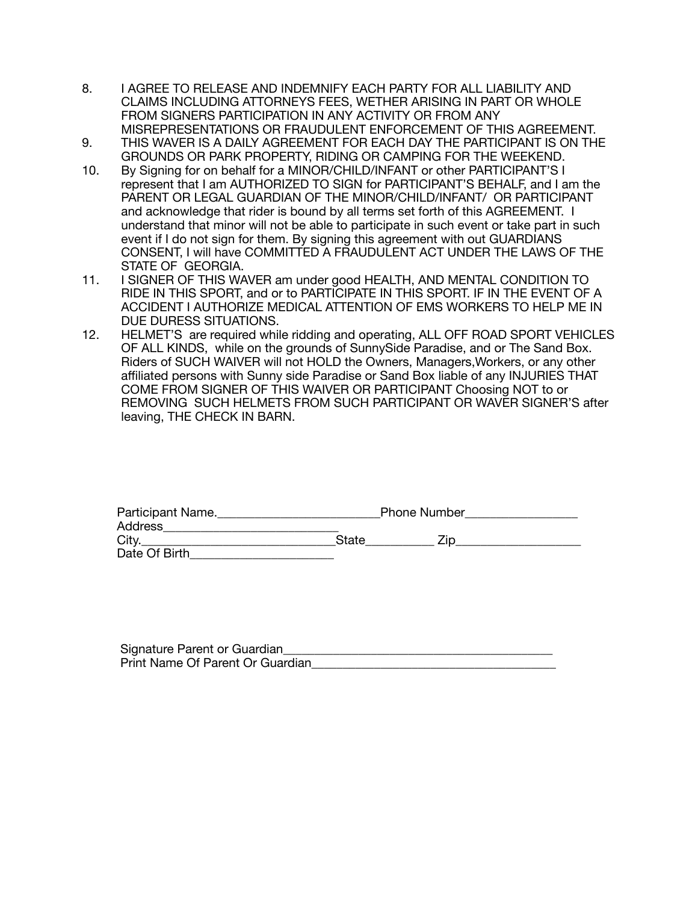8. I AGREE TO RELEASE AND INDEMNIFY EACH PARTY FOR ALL LIABILITY AND CLAIMS INCLUDING ATTORNEYS FEES, WETHER ARISING IN PART OR WHOLE FROM SIGNERS PARTICIPATION IN ANY ACTIVITY OR FROM ANY MISREPRESENTATIONS OR FRAUDULENT ENFORCEMENT OF THIS AGREEMENT.
9. THIS WAVER IS A DAILY AGREEMENT FOR EACH DAY THE PARTICIPANT IS ON THE GROUNDS OR PARK PROPERTY, RIDING OR CAMPING FOR THE WEEKEND.
10. By Signing for on behalf for a MINOR/CHILD/INFANT or other PARTICIPANT'S I represent that I am AUTHORIZED TO SIGN for PARTICIPANT'S BEHALF, and I am the PARENT OR LEGAL GUARDIAN OF THE MINOR/CHILD/INFANT/ OR PARTICIPANT and acknowledge that rider is bound by all terms set forth of this AGREEMENT. I understand that minor will not be able to participate in such event or take part in such event if I do not sign for them. By signing this agreement with out GUARDIANS CONSENT, I will have COMMITTED A FRAUDULENT ACT UNDER THE LAWS OF THE STATE OF GEORGIA.
11. I SIGNER OF THIS WAVER am under good HEALTH, AND MENTAL CONDITION TO RIDE IN THIS SPORT, and or to PARTICIPATE IN THIS SPORT. IF IN THE EVENT OF A ACCIDENT I AUTHORIZE MEDICAL ATTENTION OF EMS WORKERS TO HELP ME IN DUE DURESS SITUATIONS.
12. HELMET'S are required while ridding and operating, ALL OFF ROAD SPORT VEHICLES OF ALL KINDS, while on the grounds of SunnySide Paradise, and or The Sand Box. Riders of SUCH WAIVER will not HOLD the Owners, Managers,Workers, or any other affiliated persons with Sunny side Paradise or Sand Box liable of any INJURIES THAT COME FROM SIGNER OF THIS WAIVER OR PARTICIPANT Choosing NOT to or REMOVING SUCH HELMETS FROM SUCH PARTICIPANT OR WAVER SIGNER'S after leaving, THE CHECK IN BARN.

Participant Name.________________________ Phone Number________________
Address___________________________
City.______________________________ State__________ Zip__________________
Date Of Birth______________________

Signature Parent or Guardian__________________________________________
Print Name Of Parent Or Guardian______________________________________